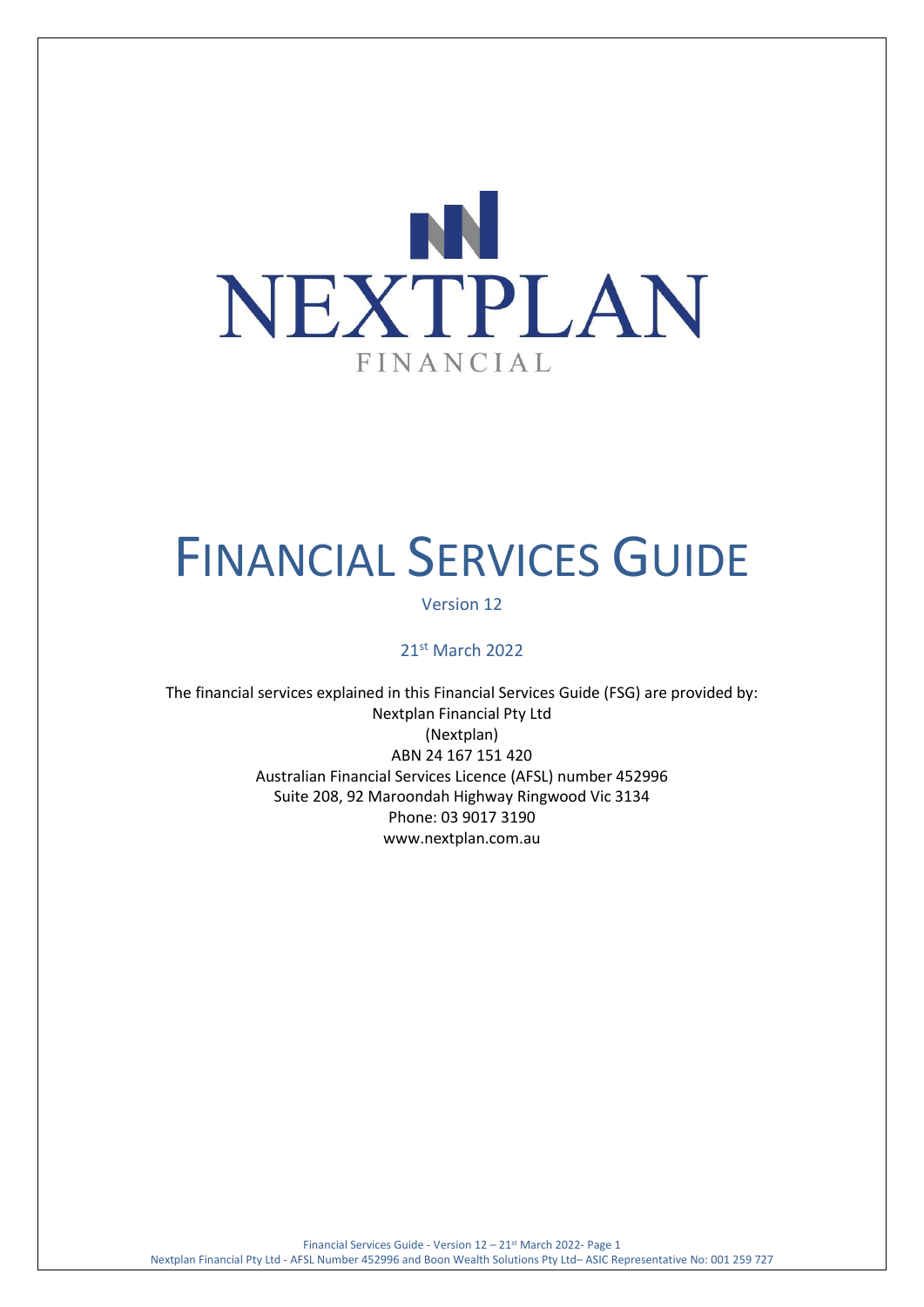NEXTPLAN

FINANCIAL

# FINANCIAL SERVICES GUIDE

Version 12

21st March 2022

The financial services explained in this Financial Services Guide (FSG) are provided by:
Nextplan Financial Pty Ltd
(Nextplan)
ABN 24 167 151 420
Australian Financial Services Licence (AFSL) number 452996
Suite 208, 92 Maroondah Highway Ringwood Vic 3134
Phone: 03 9017 3190
www.nextplan.com.au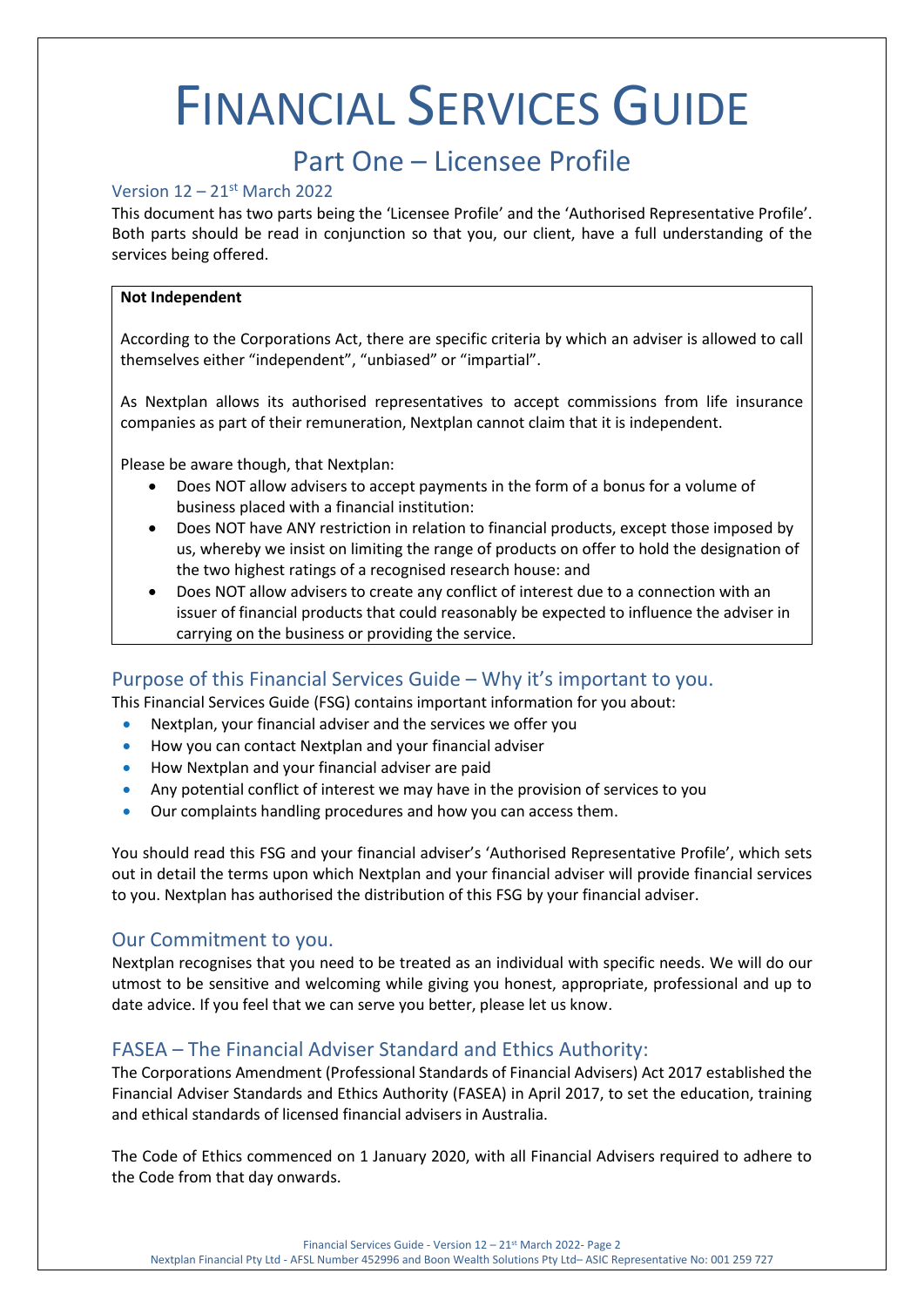# FINANCIAL SERVICES GUIDE

## Part One – Licensee Profile

### Version 12 – 21st March 2022

This document has two parts being the 'Licensee Profile' and the 'Authorised Representative Profile'. Both parts should be read in conjunction so that you, our client, have a full understanding of the services being offered.

> **Not Independent**
>
> According to the Corporations Act, there are specific criteria by which an adviser is allowed to call themselves either "independent", "unbiased" or "impartial".
>
> As Nextplan allows its authorised representatives to accept commissions from life insurance companies as part of their remuneration, Nextplan cannot claim that it is independent.
>
> Please be aware though, that Nextplan:
>
> - Does NOT allow advisers to accept payments in the form of a bonus for a volume of business placed with a financial institution:
> - Does NOT have ANY restriction in relation to financial products, except those imposed by us, whereby we insist on limiting the range of products on offer to hold the designation of the two highest ratings of a recognised research house: and
> - Does NOT allow advisers to create any conflict of interest due to a connection with an issuer of financial products that could reasonably be expected to influence the adviser in carrying on the business or providing the service.

### Purpose of this Financial Services Guide – Why it's important to you.

This Financial Services Guide (FSG) contains important information for you about:

- Nextplan, your financial adviser and the services we offer you
- How you can contact Nextplan and your financial adviser
- How Nextplan and your financial adviser are paid
- Any potential conflict of interest we may have in the provision of services to you
- Our complaints handling procedures and how you can access them.

You should read this FSG and your financial adviser's 'Authorised Representative Profile', which sets out in detail the terms upon which Nextplan and your financial adviser will provide financial services to you. Nextplan has authorised the distribution of this FSG by your financial adviser.

### Our Commitment to you.

Nextplan recognises that you need to be treated as an individual with specific needs. We will do our utmost to be sensitive and welcoming while giving you honest, appropriate, professional and up to date advice. If you feel that we can serve you better, please let us know.

### FASEA – The Financial Adviser Standard and Ethics Authority:

The Corporations Amendment (Professional Standards of Financial Advisers) Act 2017 established the Financial Adviser Standards and Ethics Authority (FASEA) in April 2017, to set the education, training and ethical standards of licensed financial advisers in Australia.

The Code of Ethics commenced on 1 January 2020, with all Financial Advisers required to adhere to the Code from that day onwards.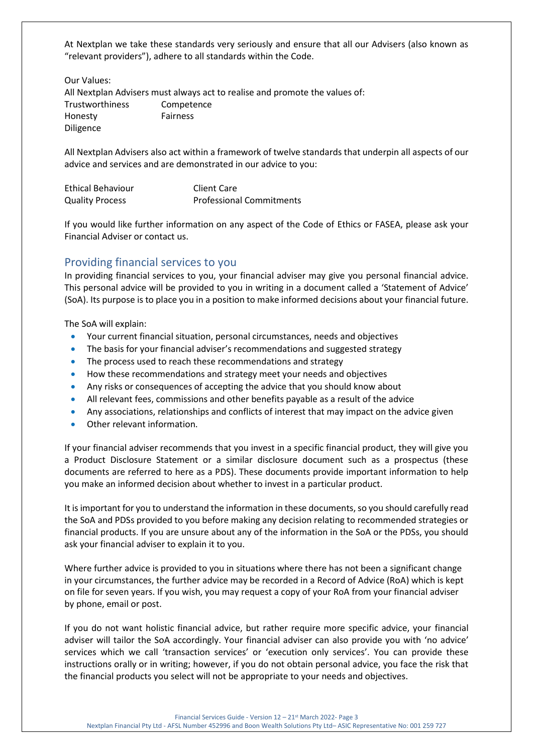At Nextplan we take these standards very seriously and ensure that all our Advisers (also known as "relevant providers"), adhere to all standards within the Code.

Our Values:
All Nextplan Advisers must always act to realise and promote the values of:

| | |
|---|---|
| Trustworthiness | Competence |
| Honesty | Fairness |
| Diligence | |

All Nextplan Advisers also act within a framework of twelve standards that underpin all aspects of our advice and services and are demonstrated in our advice to you:

| | |
|---|---|
| Ethical Behaviour | Client Care |
| Quality Process | Professional Commitments |

If you would like further information on any aspect of the Code of Ethics or FASEA, please ask your Financial Adviser or contact us.

## Providing financial services to you

In providing financial services to you, your financial adviser may give you personal financial advice. This personal advice will be provided to you in writing in a document called a 'Statement of Advice' (SoA). Its purpose is to place you in a position to make informed decisions about your financial future.

The SoA will explain:

- Your current financial situation, personal circumstances, needs and objectives
- The basis for your financial adviser's recommendations and suggested strategy
- The process used to reach these recommendations and strategy
- How these recommendations and strategy meet your needs and objectives
- Any risks or consequences of accepting the advice that you should know about
- All relevant fees, commissions and other benefits payable as a result of the advice
- Any associations, relationships and conflicts of interest that may impact on the advice given
- Other relevant information.

If your financial adviser recommends that you invest in a specific financial product, they will give you a Product Disclosure Statement or a similar disclosure document such as a prospectus (these documents are referred to here as a PDS). These documents provide important information to help you make an informed decision about whether to invest in a particular product.

It is important for you to understand the information in these documents, so you should carefully read the SoA and PDSs provided to you before making any decision relating to recommended strategies or financial products. If you are unsure about any of the information in the SoA or the PDSs, you should ask your financial adviser to explain it to you.

Where further advice is provided to you in situations where there has not been a significant change in your circumstances, the further advice may be recorded in a Record of Advice (RoA) which is kept on file for seven years. If you wish, you may request a copy of your RoA from your financial adviser by phone, email or post.

If you do not want holistic financial advice, but rather require more specific advice, your financial adviser will tailor the SoA accordingly. Your financial adviser can also provide you with 'no advice' services which we call 'transaction services' or 'execution only services'. You can provide these instructions orally or in writing; however, if you do not obtain personal advice, you face the risk that the financial products you select will not be appropriate to your needs and objectives.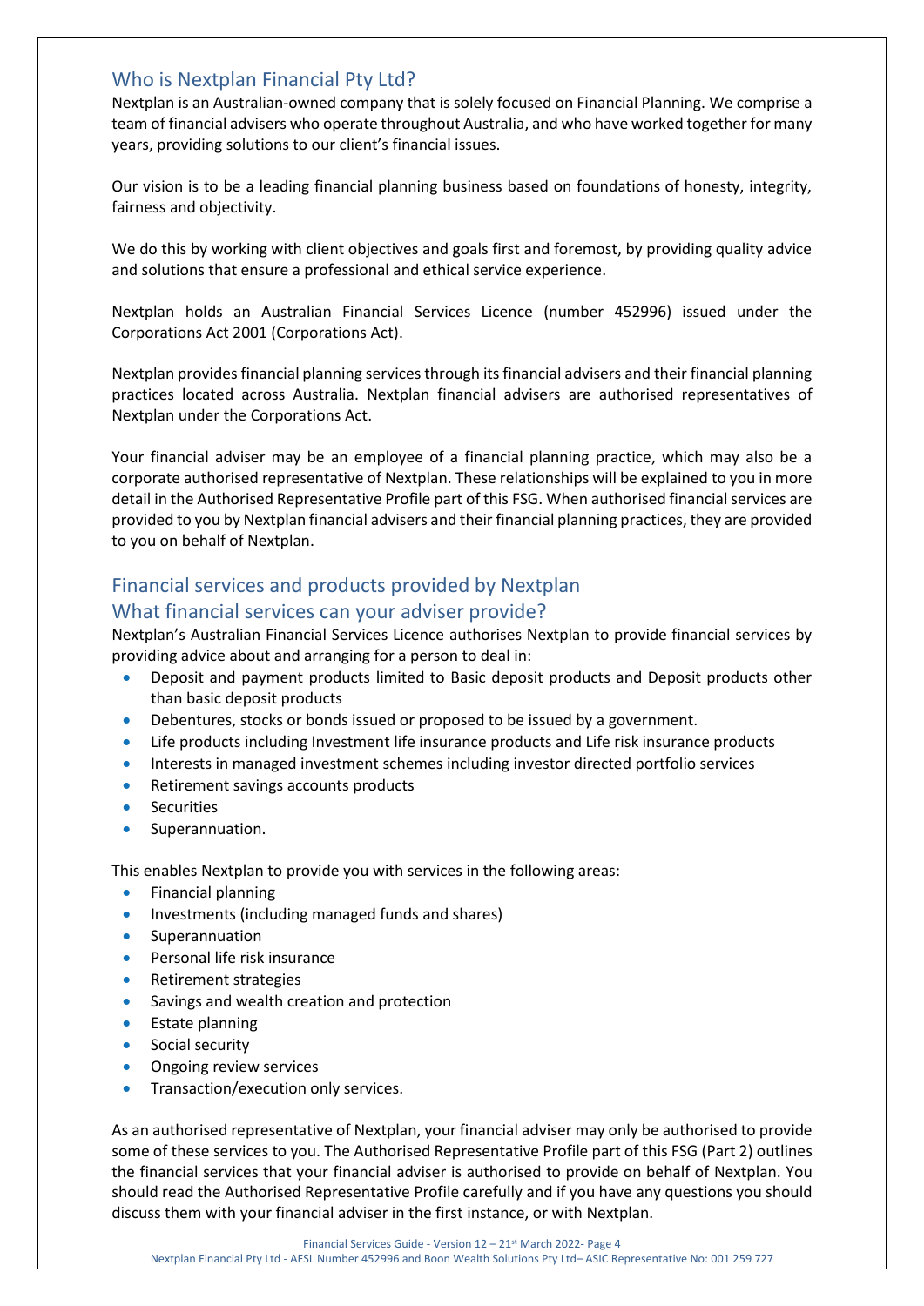## Who is Nextplan Financial Pty Ltd?

Nextplan is an Australian-owned company that is solely focused on Financial Planning. We comprise a team of financial advisers who operate throughout Australia, and who have worked together for many years, providing solutions to our client's financial issues.

Our vision is to be a leading financial planning business based on foundations of honesty, integrity, fairness and objectivity.

We do this by working with client objectives and goals first and foremost, by providing quality advice and solutions that ensure a professional and ethical service experience.

Nextplan holds an Australian Financial Services Licence (number 452996) issued under the Corporations Act 2001 (Corporations Act).

Nextplan provides financial planning services through its financial advisers and their financial planning practices located across Australia. Nextplan financial advisers are authorised representatives of Nextplan under the Corporations Act.

Your financial adviser may be an employee of a financial planning practice, which may also be a corporate authorised representative of Nextplan. These relationships will be explained to you in more detail in the Authorised Representative Profile part of this FSG. When authorised financial services are provided to you by Nextplan financial advisers and their financial planning practices, they are provided to you on behalf of Nextplan.

## Financial services and products provided by Nextplan

## What financial services can your adviser provide?

Nextplan's Australian Financial Services Licence authorises Nextplan to provide financial services by providing advice about and arranging for a person to deal in:

- Deposit and payment products limited to Basic deposit products and Deposit products other than basic deposit products
- Debentures, stocks or bonds issued or proposed to be issued by a government.
- Life products including Investment life insurance products and Life risk insurance products
- Interests in managed investment schemes including investor directed portfolio services
- Retirement savings accounts products
- Securities
- Superannuation.

This enables Nextplan to provide you with services in the following areas:

- Financial planning
- Investments (including managed funds and shares)
- Superannuation
- Personal life risk insurance
- Retirement strategies
- Savings and wealth creation and protection
- Estate planning
- Social security
- Ongoing review services
- Transaction/execution only services.

As an authorised representative of Nextplan, your financial adviser may only be authorised to provide some of these services to you. The Authorised Representative Profile part of this FSG (Part 2) outlines the financial services that your financial adviser is authorised to provide on behalf of Nextplan. You should read the Authorised Representative Profile carefully and if you have any questions you should discuss them with your financial adviser in the first instance, or with Nextplan.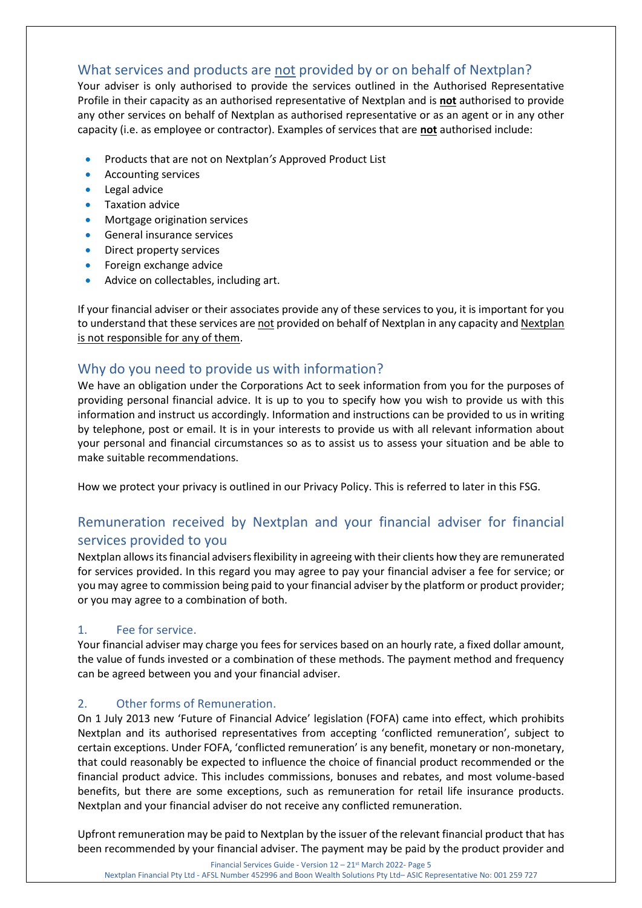## What services and products are not provided by or on behalf of Nextplan?

Your adviser is only authorised to provide the services outlined in the Authorised Representative Profile in their capacity as an authorised representative of Nextplan and is **not** authorised to provide any other services on behalf of Nextplan as authorised representative or as an agent or in any other capacity (i.e. as employee or contractor). Examples of services that are **not** authorised include:

- Products that are not on Nextplan*'s* Approved Product List
- Accounting services
- Legal advice
- Taxation advice
- Mortgage origination services
- General insurance services
- Direct property services
- Foreign exchange advice
- Advice on collectables, including art.

If your financial adviser or their associates provide any of these services to you, it is important for you to understand that these services are not provided on behalf of Nextplan in any capacity and Nextplan is not responsible for any of them.

## Why do you need to provide us with information?

We have an obligation under the Corporations Act to seek information from you for the purposes of providing personal financial advice. It is up to you to specify how you wish to provide us with this information and instruct us accordingly. Information and instructions can be provided to us in writing by telephone, post or email. It is in your interests to provide us with all relevant information about your personal and financial circumstances so as to assist us to assess your situation and be able to make suitable recommendations.

How we protect your privacy is outlined in our Privacy Policy. This is referred to later in this FSG.

## Remuneration received by Nextplan and your financial adviser for financial services provided to you

Nextplan allows its financial advisers flexibility in agreeing with their clients how they are remunerated for services provided. In this regard you may agree to pay your financial adviser a fee for service; or you may agree to commission being paid to your financial adviser by the platform or product provider; or you may agree to a combination of both.

### 1. Fee for service.

Your financial adviser may charge you fees for services based on an hourly rate, a fixed dollar amount, the value of funds invested or a combination of these methods. The payment method and frequency can be agreed between you and your financial adviser.

### 2. Other forms of Remuneration.

On 1 July 2013 new 'Future of Financial Advice' legislation (FOFA) came into effect, which prohibits Nextplan and its authorised representatives from accepting 'conflicted remuneration', subject to certain exceptions. Under FOFA, 'conflicted remuneration' is any benefit, monetary or non-monetary, that could reasonably be expected to influence the choice of financial product recommended or the financial product advice. This includes commissions, bonuses and rebates, and most volume-based benefits, but there are some exceptions, such as remuneration for retail life insurance products. Nextplan and your financial adviser do not receive any conflicted remuneration.

Upfront remuneration may be paid to Nextplan by the issuer of the relevant financial product that has been recommended by your financial adviser. The payment may be paid by the product provider and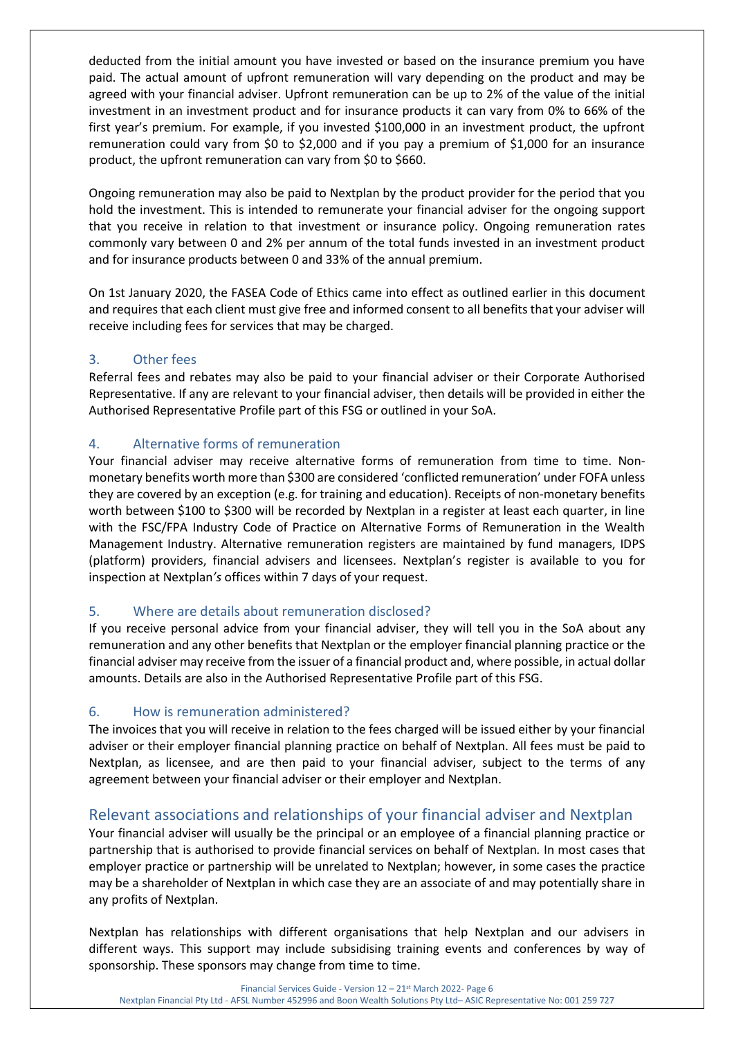deducted from the initial amount you have invested or based on the insurance premium you have paid. The actual amount of upfront remuneration will vary depending on the product and may be agreed with your financial adviser. Upfront remuneration can be up to 2% of the value of the initial investment in an investment product and for insurance products it can vary from 0% to 66% of the first year's premium. For example, if you invested $100,000 in an investment product, the upfront remuneration could vary from $0 to $2,000 and if you pay a premium of $1,000 for an insurance product, the upfront remuneration can vary from $0 to $660.

Ongoing remuneration may also be paid to Nextplan by the product provider for the period that you hold the investment. This is intended to remunerate your financial adviser for the ongoing support that you receive in relation to that investment or insurance policy. Ongoing remuneration rates commonly vary between 0 and 2% per annum of the total funds invested in an investment product and for insurance products between 0 and 33% of the annual premium.

On 1st January 2020, the FASEA Code of Ethics came into effect as outlined earlier in this document and requires that each client must give free and informed consent to all benefits that your adviser will receive including fees for services that may be charged.

### 3. Other fees

Referral fees and rebates may also be paid to your financial adviser or their Corporate Authorised Representative. If any are relevant to your financial adviser, then details will be provided in either the Authorised Representative Profile part of this FSG or outlined in your SoA.

### 4. Alternative forms of remuneration

Your financial adviser may receive alternative forms of remuneration from time to time. Non-monetary benefits worth more than $300 are considered 'conflicted remuneration' under FOFA unless they are covered by an exception (e.g. for training and education). Receipts of non-monetary benefits worth between $100 to $300 will be recorded by Nextplan in a register at least each quarter, in line with the FSC/FPA Industry Code of Practice on Alternative Forms of Remuneration in the Wealth Management Industry. Alternative remuneration registers are maintained by fund managers, IDPS (platform) providers, financial advisers and licensees. Nextplan's register is available to you for inspection at Nextplan's offices within 7 days of your request.

### 5. Where are details about remuneration disclosed?

If you receive personal advice from your financial adviser, they will tell you in the SoA about any remuneration and any other benefits that Nextplan or the employer financial planning practice or the financial adviser may receive from the issuer of a financial product and, where possible, in actual dollar amounts. Details are also in the Authorised Representative Profile part of this FSG.

### 6. How is remuneration administered?

The invoices that you will receive in relation to the fees charged will be issued either by your financial adviser or their employer financial planning practice on behalf of Nextplan. All fees must be paid to Nextplan, as licensee, and are then paid to your financial adviser, subject to the terms of any agreement between your financial adviser or their employer and Nextplan.

## Relevant associations and relationships of your financial adviser and Nextplan

Your financial adviser will usually be the principal or an employee of a financial planning practice or partnership that is authorised to provide financial services on behalf of Nextplan. In most cases that employer practice or partnership will be unrelated to Nextplan; however, in some cases the practice may be a shareholder of Nextplan in which case they are an associate of and may potentially share in any profits of Nextplan.

Nextplan has relationships with different organisations that help Nextplan and our advisers in different ways. This support may include subsidising training events and conferences by way of sponsorship. These sponsors may change from time to time.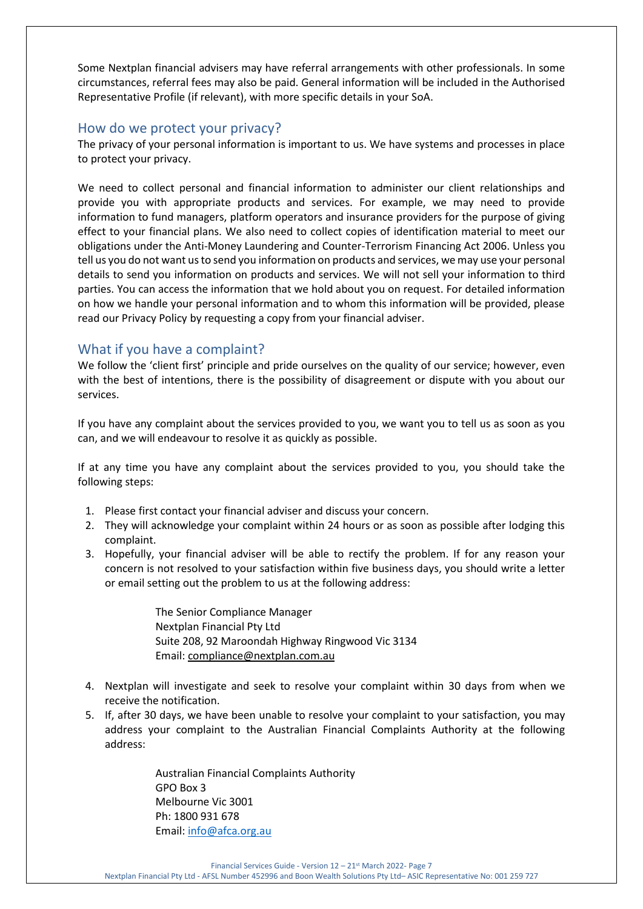Some Nextplan financial advisers may have referral arrangements with other professionals. In some circumstances, referral fees may also be paid. General information will be included in the Authorised Representative Profile (if relevant), with more specific details in your SoA.

## How do we protect your privacy?

The privacy of your personal information is important to us. We have systems and processes in place to protect your privacy.

We need to collect personal and financial information to administer our client relationships and provide you with appropriate products and services. For example, we may need to provide information to fund managers, platform operators and insurance providers for the purpose of giving effect to your financial plans. We also need to collect copies of identification material to meet our obligations under the Anti-Money Laundering and Counter-Terrorism Financing Act 2006. Unless you tell us you do not want us to send you information on products and services, we may use your personal details to send you information on products and services. We will not sell your information to third parties. You can access the information that we hold about you on request. For detailed information on how we handle your personal information and to whom this information will be provided, please read our Privacy Policy by requesting a copy from your financial adviser.

## What if you have a complaint?

We follow the 'client first' principle and pride ourselves on the quality of our service; however, even with the best of intentions, there is the possibility of disagreement or dispute with you about our services.

If you have any complaint about the services provided to you, we want you to tell us as soon as you can, and we will endeavour to resolve it as quickly as possible.

If at any time you have any complaint about the services provided to you, you should take the following steps:

1. Please first contact your financial adviser and discuss your concern.
2. They will acknowledge your complaint within 24 hours or as soon as possible after lodging this complaint.
3. Hopefully, your financial adviser will be able to rectify the problem. If for any reason your concern is not resolved to your satisfaction within five business days, you should write a letter or email setting out the problem to us at the following address:

   The Senior Compliance Manager
   Nextplan Financial Pty Ltd
   Suite 208, 92 Maroondah Highway Ringwood Vic 3134
   Email: compliance@nextplan.com.au

4. Nextplan will investigate and seek to resolve your complaint within 30 days from when we receive the notification.
5. If, after 30 days, we have been unable to resolve your complaint to your satisfaction, you may address your complaint to the Australian Financial Complaints Authority at the following address:

   Australian Financial Complaints Authority
   GPO Box 3
   Melbourne Vic 3001
   Ph: 1800 931 678
   Email: info@afca.org.au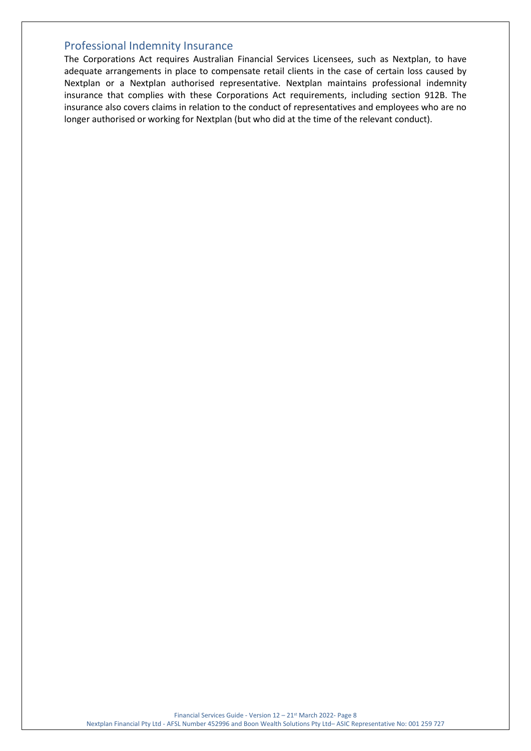## Professional Indemnity Insurance

The Corporations Act requires Australian Financial Services Licensees, such as Nextplan, to have adequate arrangements in place to compensate retail clients in the case of certain loss caused by Nextplan or a Nextplan authorised representative. Nextplan maintains professional indemnity insurance that complies with these Corporations Act requirements, including section 912B. The insurance also covers claims in relation to the conduct of representatives and employees who are no longer authorised or working for Nextplan (but who did at the time of the relevant conduct).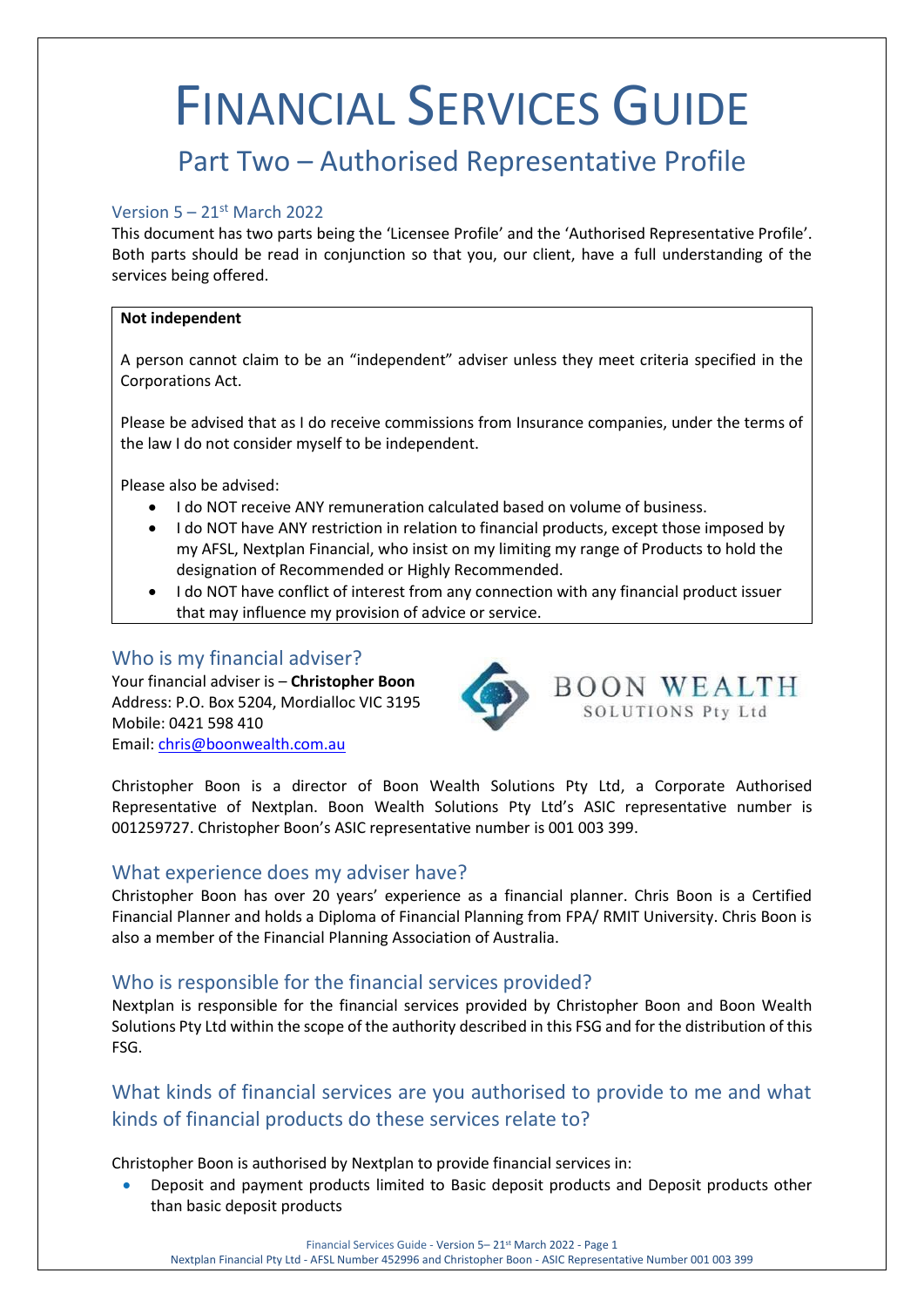# FINANCIAL SERVICES GUIDE

## Part Two – Authorised Representative Profile

### Version 5 – 21st March 2022

This document has two parts being the 'Licensee Profile' and the 'Authorised Representative Profile'. Both parts should be read in conjunction so that you, our client, have a full understanding of the services being offered.

> **Not independent**
>
> A person cannot claim to be an "independent" adviser unless they meet criteria specified in the Corporations Act.
>
> Please be advised that as I do receive commissions from Insurance companies, under the terms of the law I do not consider myself to be independent.
>
> Please also be advised:
>
> - I do NOT receive ANY remuneration calculated based on volume of business.
> - I do NOT have ANY restriction in relation to financial products, except those imposed by my AFSL, Nextplan Financial, who insist on my limiting my range of Products to hold the designation of Recommended or Highly Recommended.
> - I do NOT have conflict of interest from any connection with any financial product issuer that may influence my provision of advice or service.

### Who is my financial adviser?

Your financial adviser is – **Christopher Boon**
Address: P.O. Box 5204, Mordialloc VIC 3195
Mobile: 0421 598 410
Email: chris@boonwealth.com.au

BOON WEALTH SOLUTIONS Pty Ltd

Christopher Boon is a director of Boon Wealth Solutions Pty Ltd, a Corporate Authorised Representative of Nextplan. Boon Wealth Solutions Pty Ltd's ASIC representative number is 001259727. Christopher Boon's ASIC representative number is 001 003 399.

### What experience does my adviser have?

Christopher Boon has over 20 years' experience as a financial planner. Chris Boon is a Certified Financial Planner and holds a Diploma of Financial Planning from FPA/ RMIT University. Chris Boon is also a member of the Financial Planning Association of Australia.

### Who is responsible for the financial services provided?

Nextplan is responsible for the financial services provided by Christopher Boon and Boon Wealth Solutions Pty Ltd within the scope of the authority described in this FSG and for the distribution of this FSG.

### What kinds of financial services are you authorised to provide to me and what kinds of financial products do these services relate to?

Christopher Boon is authorised by Nextplan to provide financial services in:

- Deposit and payment products limited to Basic deposit products and Deposit products other than basic deposit products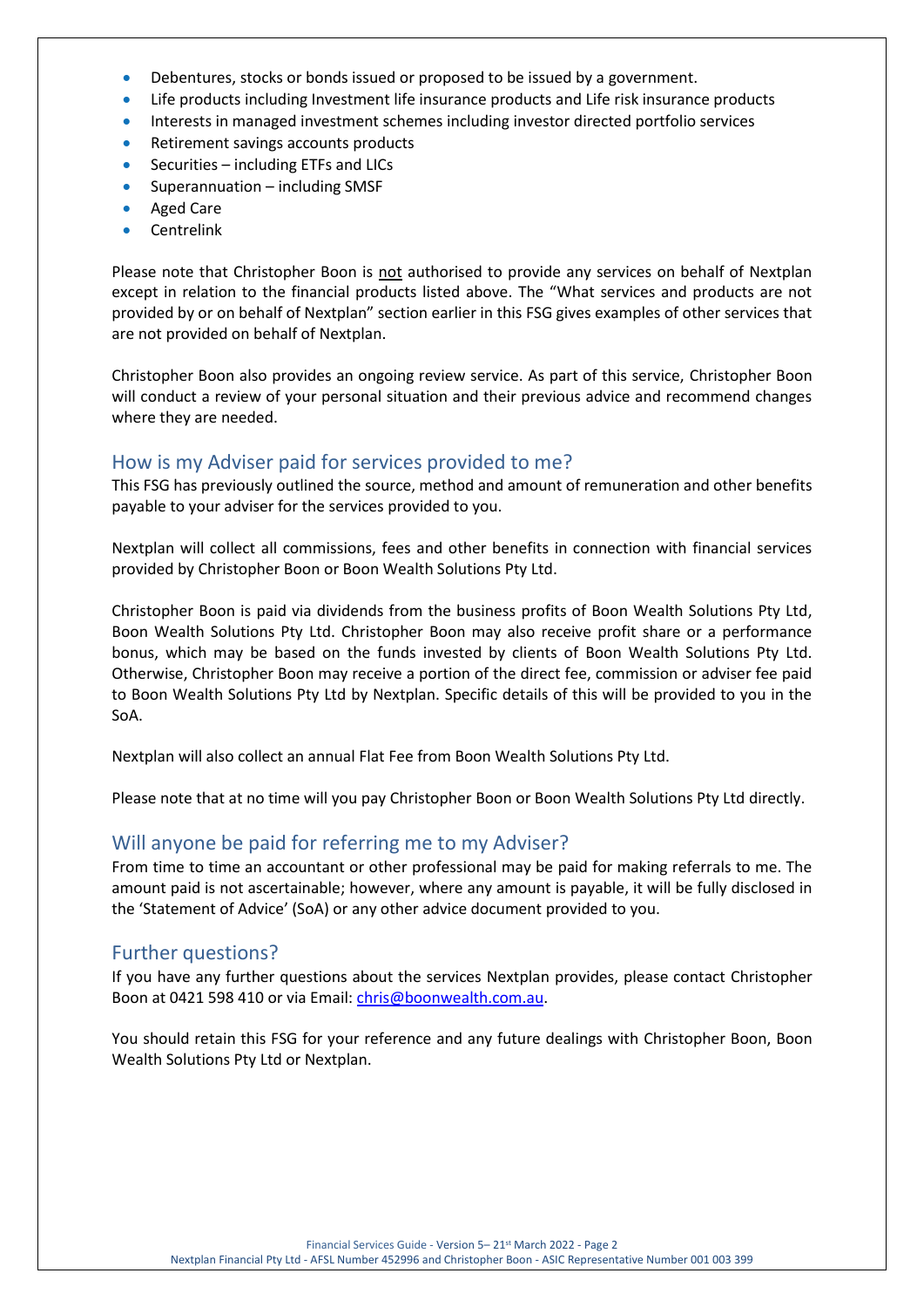- Debentures, stocks or bonds issued or proposed to be issued by a government.
- Life products including Investment life insurance products and Life risk insurance products
- Interests in managed investment schemes including investor directed portfolio services
- Retirement savings accounts products
- Securities – including ETFs and LICs
- Superannuation – including SMSF
- Aged Care
- Centrelink

Please note that Christopher Boon is not authorised to provide any services on behalf of Nextplan except in relation to the financial products listed above. The "What services and products are not provided by or on behalf of Nextplan" section earlier in this FSG gives examples of other services that are not provided on behalf of Nextplan.

Christopher Boon also provides an ongoing review service. As part of this service, Christopher Boon will conduct a review of your personal situation and their previous advice and recommend changes where they are needed.

## How is my Adviser paid for services provided to me?

This FSG has previously outlined the source, method and amount of remuneration and other benefits payable to your adviser for the services provided to you.

Nextplan will collect all commissions, fees and other benefits in connection with financial services provided by Christopher Boon or Boon Wealth Solutions Pty Ltd.

Christopher Boon is paid via dividends from the business profits of Boon Wealth Solutions Pty Ltd, Boon Wealth Solutions Pty Ltd. Christopher Boon may also receive profit share or a performance bonus, which may be based on the funds invested by clients of Boon Wealth Solutions Pty Ltd. Otherwise, Christopher Boon may receive a portion of the direct fee, commission or adviser fee paid to Boon Wealth Solutions Pty Ltd by Nextplan. Specific details of this will be provided to you in the SoA.

Nextplan will also collect an annual Flat Fee from Boon Wealth Solutions Pty Ltd.

Please note that at no time will you pay Christopher Boon or Boon Wealth Solutions Pty Ltd directly.

## Will anyone be paid for referring me to my Adviser?

From time to time an accountant or other professional may be paid for making referrals to me. The amount paid is not ascertainable; however, where any amount is payable, it will be fully disclosed in the 'Statement of Advice' (SoA) or any other advice document provided to you.

## Further questions?

If you have any further questions about the services Nextplan provides, please contact Christopher Boon at 0421 598 410 or via Email: chris@boonwealth.com.au.

You should retain this FSG for your reference and any future dealings with Christopher Boon, Boon Wealth Solutions Pty Ltd or Nextplan.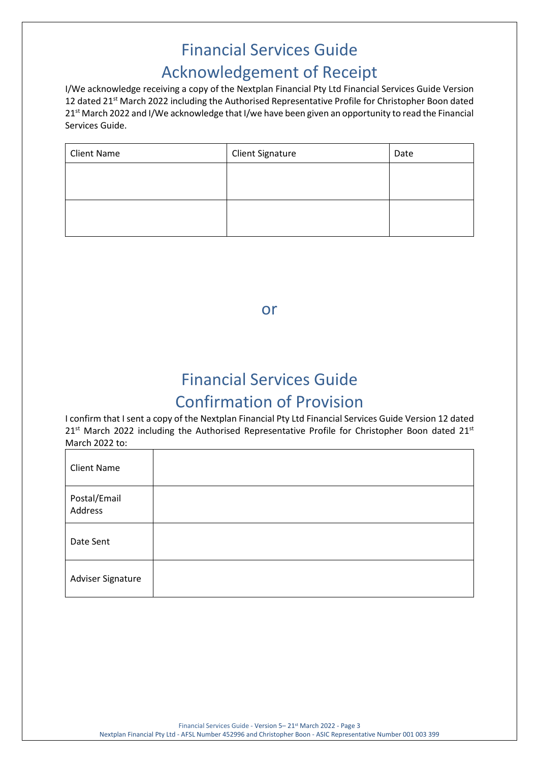# Financial Services Guide
# Acknowledgement of Receipt

I/We acknowledge receiving a copy of the Nextplan Financial Pty Ltd Financial Services Guide Version 12 dated 21st March 2022 including the Authorised Representative Profile for Christopher Boon dated 21st March 2022 and I/We acknowledge that I/we have been given an opportunity to read the Financial Services Guide.

| Client Name | Client Signature | Date |
|---|---|---|
| | | |
| | | |

or

# Financial Services Guide
# Confirmation of Provision

I confirm that I sent a copy of the Nextplan Financial Pty Ltd Financial Services Guide Version 12 dated 21st March 2022 including the Authorised Representative Profile for Christopher Boon dated 21st March 2022 to:

| | |
|---|---|
| Client Name | |
| Postal/Email Address | |
| Date Sent | |
| Adviser Signature | |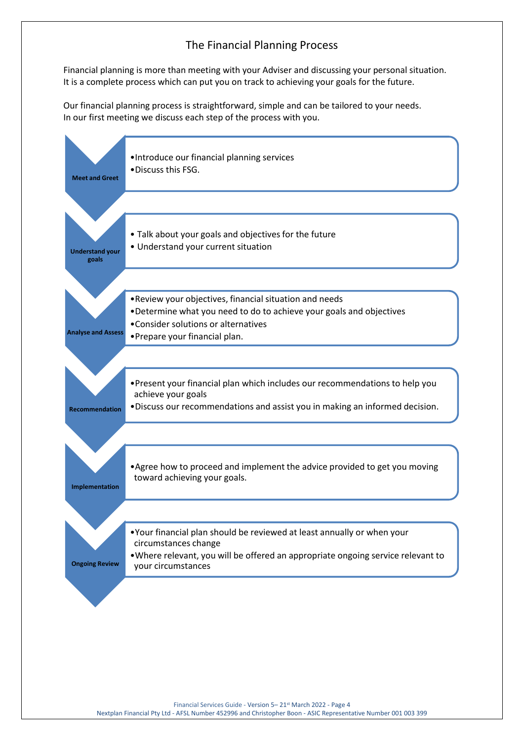# The Financial Planning Process

Financial planning is more than meeting with your Adviser and discussing your personal situation. It is a complete process which can put you on track to achieving your goals for the future.

Our financial planning process is straightforward, simple and can be tailored to your needs. In our first meeting we discuss each step of the process with you.

**Meet and Greet**

- Introduce our financial planning services
- Discuss this FSG.

**Understand your goals**

- Talk about your goals and objectives for the future
- Understand your current situation

**Analyse and Assess**

- Review your objectives, financial situation and needs
- Determine what you need to do to achieve your goals and objectives
- Consider solutions or alternatives
- Prepare your financial plan.

**Recommendation**

- Present your financial plan which includes our recommendations to help you achieve your goals
- Discuss our recommendations and assist you in making an informed decision.

**Implementation**

- Agree how to proceed and implement the advice provided to get you moving toward achieving your goals.

**Ongoing Review**

- Your financial plan should be reviewed at least annually or when your circumstances change
- Where relevant, you will be offered an appropriate ongoing service relevant to your circumstances